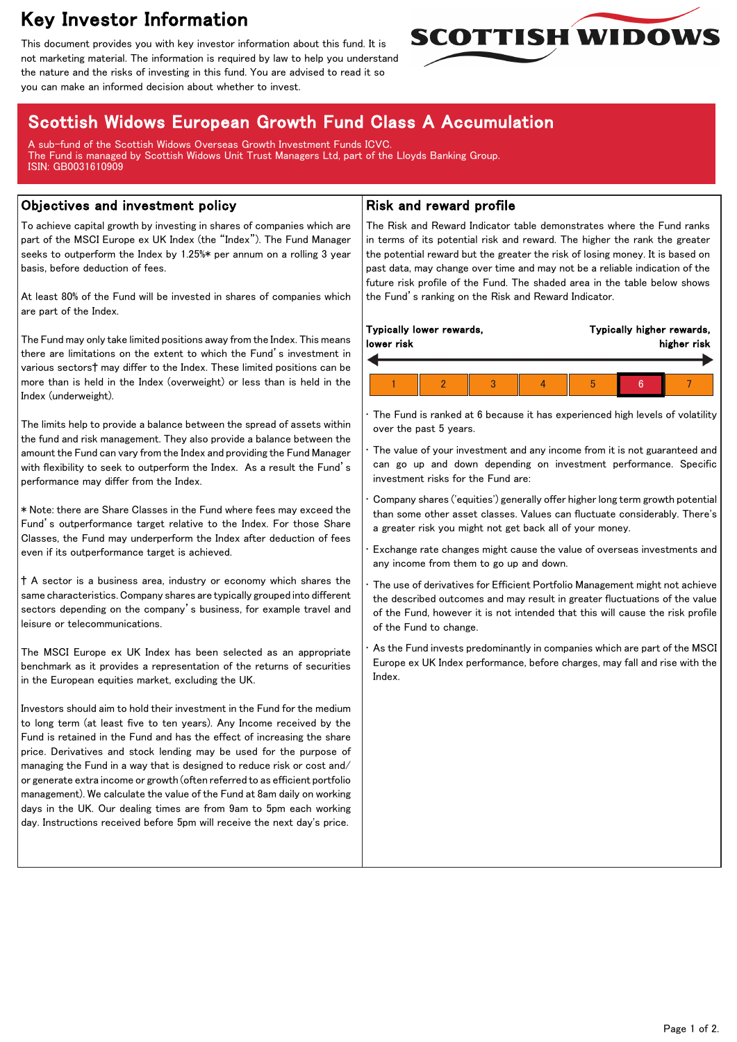# Key Investor Information

This document provides you with key investor information about this fund. It is not marketing material. The information is required by law to help you understand the nature and the risks of investing in this fund. You are advised to read it so you can make an informed decision about whether to invest.

## Scottish Widows European Growth Fund Class A Accumulation

A sub-fund of the Scottish Widows Overseas Growth Investment Funds ICVC.
The Fund is managed by Scottish Widows Unit Trust Managers Ltd, part of the Lloyds Banking Group.
ISIN: GB0031610909

### Objectives and investment policy

To achieve capital growth by investing in shares of companies which are part of the MSCI Europe ex UK Index (the "Index"). The Fund Manager seeks to outperform the Index by 1.25%* per annum on a rolling 3 year basis, before deduction of fees.

At least 80% of the Fund will be invested in shares of companies which are part of the Index.

The Fund may only take limited positions away from the Index. This means there are limitations on the extent to which the Fund's investment in various sectors† may differ to the Index. These limited positions can be more than is held in the Index (overweight) or less than is held in the Index (underweight).

The limits help to provide a balance between the spread of assets within the fund and risk management. They also provide a balance between the amount the Fund can vary from the Index and providing the Fund Manager with flexibility to seek to outperform the Index. As a result the Fund's performance may differ from the Index.

* Note: there are Share Classes in the Fund where fees may exceed the Fund's outperformance target relative to the Index. For those Share Classes, the Fund may underperform the Index after deduction of fees even if its outperformance target is achieved.

† A sector is a business area, industry or economy which shares the same characteristics. Company shares are typically grouped into different sectors depending on the company's business, for example travel and leisure or telecommunications.

The MSCI Europe ex UK Index has been selected as an appropriate benchmark as it provides a representation of the returns of securities in the European equities market, excluding the UK.

Investors should aim to hold their investment in the Fund for the medium to long term (at least five to ten years). Any Income received by the Fund is retained in the Fund and has the effect of increasing the share price. Derivatives and stock lending may be used for the purpose of managing the Fund in a way that is designed to reduce risk or cost and/or generate extra income or growth (often referred to as efficient portfolio management). We calculate the value of the Fund at 8am daily on working days in the UK. Our dealing times are from 9am to 5pm each working day. Instructions received before 5pm will receive the next day's price.

### Risk and reward profile

The Risk and Reward Indicator table demonstrates where the Fund ranks in terms of its potential risk and reward. The higher the rank the greater the potential reward but the greater the risk of losing money. It is based on past data, may change over time and may not be a reliable indication of the future risk profile of the Fund. The shaded area in the table below shows the Fund's ranking on the Risk and Reward Indicator.

**Typically lower rewards, lower risk** ← → **Typically higher rewards, higher risk**

| 1 | 2 | 3 | 4 | 5 | **6** | 7 |
|---|---|---|---|---|---|---|

- The Fund is ranked at 6 because it has experienced high levels of volatility over the past 5 years.
- The value of your investment and any income from it is not guaranteed and can go up and down depending on investment performance. Specific investment risks for the Fund are:
- Company shares ('equities') generally offer higher long term growth potential than some other asset classes. Values can fluctuate considerably. There's a greater risk you might not get back all of your money.
- Exchange rate changes might cause the value of overseas investments and any income from them to go up and down.
- The use of derivatives for Efficient Portfolio Management might not achieve the described outcomes and may result in greater fluctuations of the value of the Fund, however it is not intended that this will cause the risk profile of the Fund to change.
- As the Fund invests predominantly in companies which are part of the MSCI Europe ex UK Index performance, before charges, may fall and rise with the Index.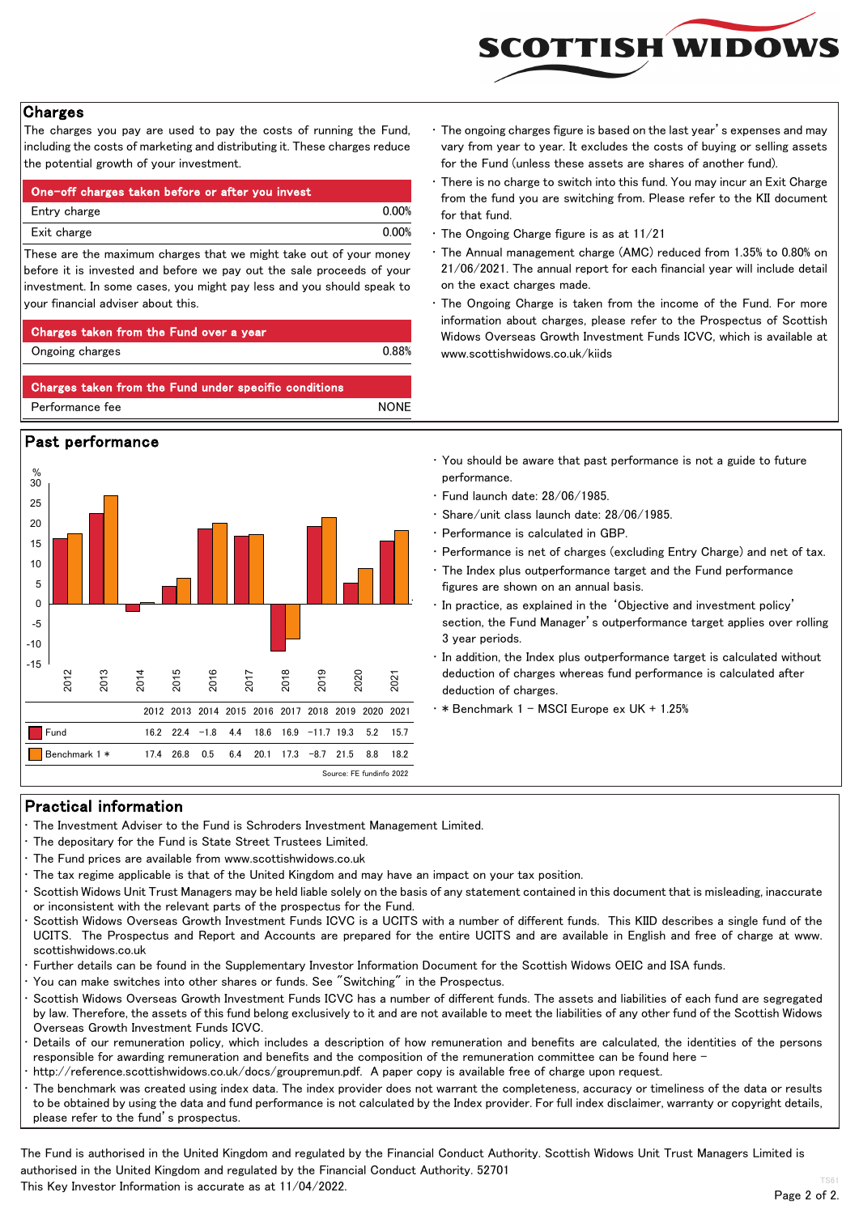## Charges

The charges you pay are used to pay the costs of running the Fund, including the costs of marketing and distributing it. These charges reduce the potential growth of your investment.

| One-off charges taken before or after you invest | |
|---|---|
| Entry charge | 0.00% |
| Exit charge | 0.00% |

These are the maximum charges that we might take out of your money before it is invested and before we pay out the sale proceeds of your investment. In some cases, you might pay less and you should speak to your financial adviser about this.

| Charges taken from the Fund over a year | |
|---|---|
| Ongoing charges | 0.88% |

| Charges taken from the Fund under specific conditions | |
|---|---|
| Performance fee | NONE |

- The ongoing charges figure is based on the last year's expenses and may vary from year to year. It excludes the costs of buying or selling assets for the Fund (unless these assets are shares of another fund).
- There is no charge to switch into this fund. You may incur an Exit Charge from the fund you are switching from. Please refer to the KII document for that fund.
- The Ongoing Charge figure is as at 11/21
- The Annual management charge (AMC) reduced from 1.35% to 0.80% on 21/06/2021. The annual report for each financial year will include detail on the exact charges made.
- The Ongoing Charge is taken from the income of the Fund. For more information about charges, please refer to the Prospectus of Scottish Widows Overseas Growth Investment Funds ICVC, which is available at www.scottishwidows.co.uk/kiids

## Past performance

%
30
25
20
15
10
5
0
-5
-10
-15
2012 2013 2014 2015 2016 2017 2018 2019 2020 2021

| | 2012 | 2013 | 2014 | 2015 | 2016 | 2017 | 2018 | 2019 | 2020 | 2021 |
|---|---|---|---|---|---|---|---|---|---|---|
| Fund | 16.2 | 22.4 | −1.8 | 4.4 | 18.6 | 16.9 | −11.7 | 19.3 | 5.2 | 15.7 |
| Benchmark 1 * | 17.4 | 26.8 | 0.5 | 6.4 | 20.1 | 17.3 | −8.7 | 21.5 | 8.8 | 18.2 |

Source: FE fundinfo 2022

- You should be aware that past performance is not a guide to future performance.
- Fund launch date: 28/06/1985.
- Share/unit class launch date: 28/06/1985.
- Performance is calculated in GBP.
- Performance is net of charges (excluding Entry Charge) and net of tax.
- The Index plus outperformance target and the Fund performance figures are shown on an annual basis.
- In practice, as explained in the 'Objective and investment policy' section, the Fund Manager's outperformance target applies over rolling 3 year periods.
- In addition, the Index plus outperformance target is calculated without deduction of charges whereas fund performance is calculated after deduction of charges.
- * Benchmark 1 - MSCI Europe ex UK + 1.25%

## Practical information

- The Investment Adviser to the Fund is Schroders Investment Management Limited.
- The depositary for the Fund is State Street Trustees Limited.
- The Fund prices are available from www.scottishwidows.co.uk
- The tax regime applicable is that of the United Kingdom and may have an impact on your tax position.
- Scottish Widows Unit Trust Managers may be held liable solely on the basis of any statement contained in this document that is misleading, inaccurate or inconsistent with the relevant parts of the prospectus for the Fund.
- Scottish Widows Overseas Growth Investment Funds ICVC is a UCITS with a number of different funds. This KIID describes a single fund of the UCITS. The Prospectus and Report and Accounts are prepared for the entire UCITS and are available in English and free of charge at www.scottishwidows.co.uk
- Further details can be found in the Supplementary Investor Information Document for the Scottish Widows OEIC and ISA funds.
- You can make switches into other shares or funds. See "Switching" in the Prospectus.
- Scottish Widows Overseas Growth Investment Funds ICVC has a number of different funds. The assets and liabilities of each fund are segregated by law. Therefore, the assets of this fund belong exclusively to it and are not available to meet the liabilities of any other fund of the Scottish Widows Overseas Growth Investment Funds ICVC.
- Details of our remuneration policy, which includes a description of how remuneration and benefits are calculated, the identities of the persons responsible for awarding remuneration and benefits and the composition of the remuneration committee can be found here -
- http://reference.scottishwidows.co.uk/docs/grouprernun.pdf. A paper copy is available free of charge upon request.
- The benchmark was created using index data. The index provider does not warrant the completeness, accuracy or timeliness of the data or results to be obtained by using the data and fund performance is not calculated by the Index provider. For full index disclaimer, warranty or copyright details, please refer to the fund's prospectus.

The Fund is authorised in the United Kingdom and regulated by the Financial Conduct Authority. Scottish Widows Unit Trust Managers Limited is authorised in the United Kingdom and regulated by the Financial Conduct Authority. 52701
This Key Investor Information is accurate as at 11/04/2022.